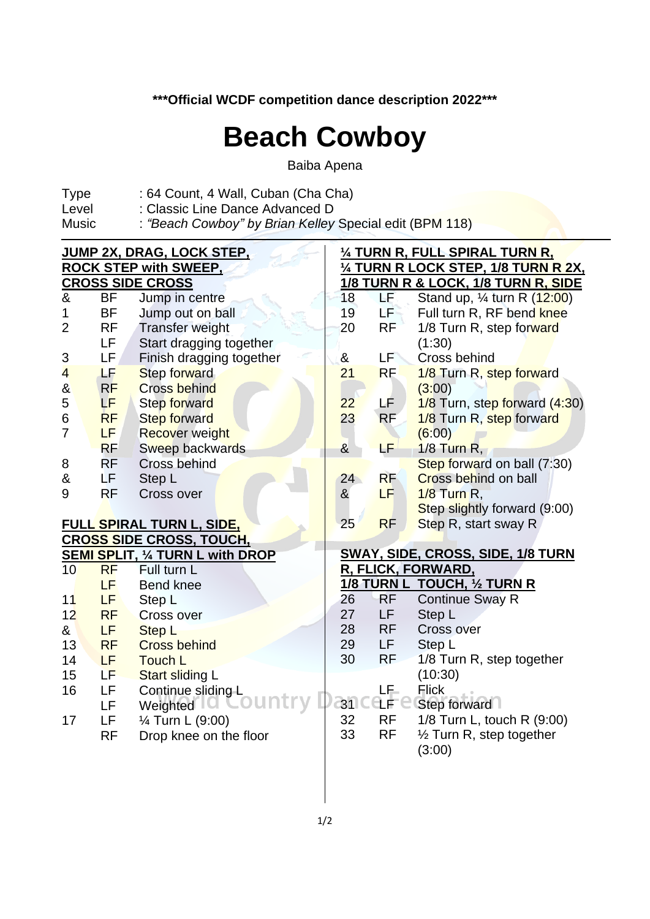***Official WCDF competition dance description 2022***

# Beach Cowboy

Baiba Apena

Type : 64 Count, 4 Wall, Cuban (Cha Cha)
Level : Classic Line Dance Advanced D
Music : *"Beach Cowboy" by Brian Kelley* Special edit (BPM 118)

**JUMP 2X, DRAG, LOCK STEP, ROCK STEP with SWEEP, CROSS SIDE CROSS**

| | | |
|---|---|---|
| & | BF | Jump in centre |
| 1 | BF | Jump out on ball |
| 2 | RF | Transfer weight |
| | LF | Start dragging together |
| 3 | LF | Finish dragging together |
| 4 | LF | Step forward |
| & | RF | Cross behind |
| 5 | LF | Step forward |
| 6 | RF | Step forward |
| 7 | LF | Recover weight |
| | RF | Sweep backwards |
| 8 | RF | Cross behind |
| & | LF | Step L |
| 9 | RF | Cross over |

**FULL SPIRAL TURN L, SIDE, CROSS SIDE CROSS, TOUCH, SEMI SPLIT, ¼ TURN L with DROP**

| | | |
|---|---|---|
| 10 | RF | Full turn L |
| | LF | Bend knee |
| 11 | LF | Step L |
| 12 | RF | Cross over |
| & | LF | Step L |
| 13 | RF | Cross behind |
| 14 | LF | Touch L |
| 15 | LF | Start sliding L |
| 16 | LF | Continue sliding L |
| | LF | Weighted |
| 17 | LF | ¼ Turn L (9:00) |
| | RF | Drop knee on the floor |

**¼ TURN R, FULL SPIRAL TURN R, ¼ TURN R LOCK STEP, 1/8 TURN R 2X, 1/8 TURN R & LOCK, 1/8 TURN R, SIDE**

| | | |
|---|---|---|
| 18 | LF | Stand up, ¼ turn R (12:00) |
| 19 | LF | Full turn R, RF bend knee |
| 20 | RF | 1/8 Turn R, step forward (1:30) |
| & | LF | Cross behind |
| 21 | RF | 1/8 Turn R, step forward (3:00) |
| 22 | LF | 1/8 Turn, step forward (4:30) |
| 23 | RF | 1/8 Turn R, step forward (6:00) |
| & | LF | 1/8 Turn R, Step forward on ball (7:30) |
| 24 | RF | Cross behind on ball |
| & | LF | 1/8 Turn R, Step slightly forward (9:00) |
| 25 | RF | Step R, start sway R |

**SWAY, SIDE, CROSS, SIDE, 1/8 TURN R, FLICK, FORWARD, 1/8 TURN L TOUCH, ½ TURN R**

| | | |
|---|---|---|
| 26 | RF | Continue Sway R |
| 27 | LF | Step L |
| 28 | RF | Cross over |
| 29 | LF | Step L |
| 30 | RF | 1/8 Turn R, step together (10:30) |
| | LF | Flick |
| 31 | LF | Step forward |
| 32 | RF | 1/8 Turn L, touch R (9:00) |
| 33 | RF | ½ Turn R, step together (3:00) |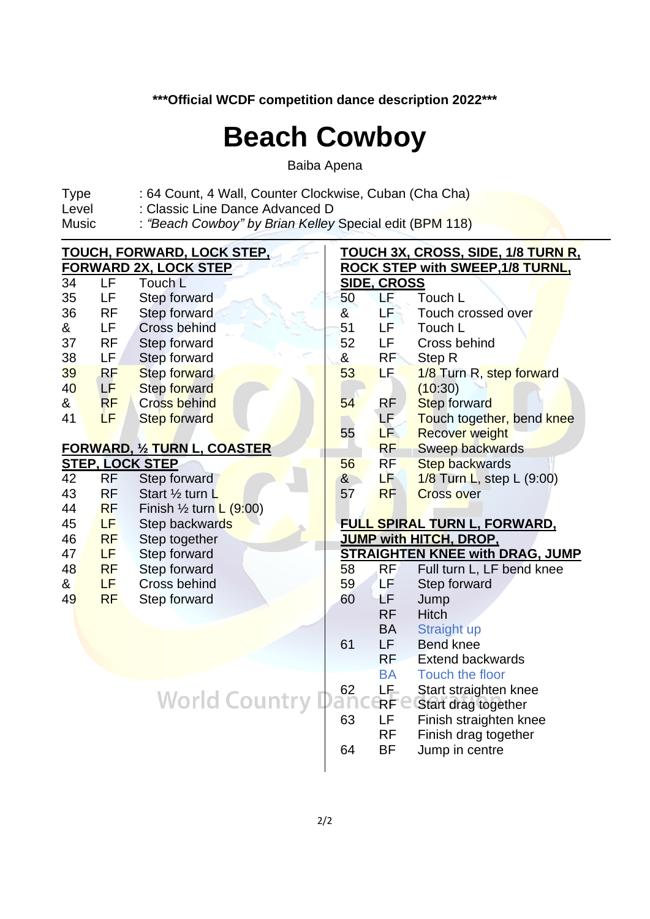***Official WCDF competition dance description 2022***

# Beach Cowboy

Baiba Apena

| | |
|---|---|
| Type | : 64 Count, 4 Wall, Counter Clockwise, Cuban (Cha Cha) |
| Level | : Classic Line Dance Advanced D |
| Music | : *"Beach Cowboy" by Brian Kelley* Special edit (BPM 118) |

**TOUCH, FORWARD, LOCK STEP, FORWARD 2X, LOCK STEP**

| | | |
|---|---|---|
| 34 | LF | Touch L |
| 35 | LF | Step forward |
| 36 | RF | Step forward |
| & | LF | Cross behind |
| 37 | RF | Step forward |
| 38 | LF | Step forward |
| 39 | RF | Step forward |
| 40 | LF | Step forward |
| & | RF | Cross behind |
| 41 | LF | Step forward |

**FORWARD, ½ TURN L, COASTER STEP, LOCK STEP**

| | | |
|---|---|---|
| 42 | RF | Step forward |
| 43 | RF | Start ½ turn L |
| 44 | RF | Finish ½ turn L (9:00) |
| 45 | LF | Step backwards |
| 46 | RF | Step together |
| 47 | LF | Step forward |
| 48 | RF | Step forward |
| & | LF | Cross behind |
| 49 | RF | Step forward |

**TOUCH 3X, CROSS, SIDE, 1/8 TURN R, ROCK STEP with SWEEP,1/8 TURNL, SIDE, CROSS**

| | | |
|---|---|---|
| 50 | LF | Touch L |
| & | LF | Touch crossed over |
| 51 | LF | Touch L |
| 52 | LF | Cross behind |
| & | RF | Step R |
| 53 | LF | 1/8 Turn R, step forward (10:30) |
| 54 | RF | Step forward |
| | LF | Touch together, bend knee |
| 55 | LF | Recover weight |
| | RF | Sweep backwards |
| 56 | RF | Step backwards |
| & | LF | 1/8 Turn L, step L (9:00) |
| 57 | RF | Cross over |

**FULL SPIRAL TURN L, FORWARD, JUMP with HITCH, DROP, STRAIGHTEN KNEE with DRAG, JUMP**

| | | |
|---|---|---|
| 58 | RF | Full turn L, LF bend knee |
| 59 | LF | Step forward |
| 60 | LF | Jump |
| | RF | Hitch |
| | BA | Straight up |
| 61 | LF | Bend knee |
| | RF | Extend backwards |
| | BA | Touch the floor |
| 62 | LF | Start straighten knee |
| | RF | Start drag together |
| 63 | LF | Finish straighten knee |
| | RF | Finish drag together |
| 64 | BF | Jump in centre |